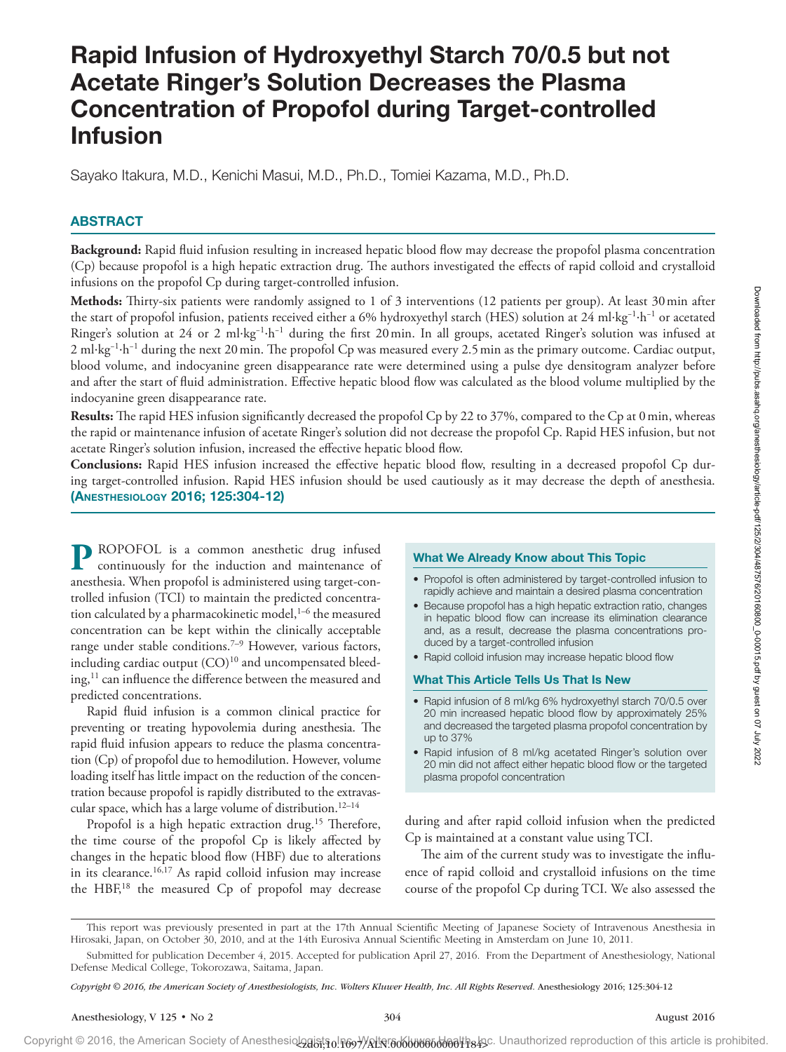# Rapid Infusion of Hydroxyethyl Starch 70/0.5 but not Acetate Ringer's Solution Decreases the Plasma Concentration of Propofol during Target-controlled Infusion

Sayako Itakura, M.D., Kenichi Masui, M.D., Ph.D., Tomiei Kazama, M.D., Ph.D.

## ABSTRACT

**Background:** Rapid fluid infusion resulting in increased hepatic blood flow may decrease the propofol plasma concentration (Cp) because propofol is a high hepatic extraction drug. The authors investigated the effects of rapid colloid and crystalloid infusions on the propofol Cp during target-controlled infusion.

**Methods:** Thirty-six patients were randomly assigned to 1 of 3 interventions (12 patients per group). At least 30 min after the start of propofol infusion, patients received either a 6% hydroxyethyl starch (HES) solution at 24 $ml \cdot kg^{-1} \cdot h^{-1}$ or acetated Ringer's solution at 24 or 2 $ml \cdot kg^{-1} \cdot h^{-1}$ during the first 20 min. In all groups, acetated Ringer's solution was infused at 2 $ml \cdot kg^{-1} \cdot h^{-1}$ during the next 20 min. The propofol Cp was measured every 2.5 min as the primary outcome. Cardiac output, blood volume, and indocyanine green disappearance rate were determined using a pulse dye densitogram analyzer before and after the start of fluid administration. Effective hepatic blood flow was calculated as the blood volume multiplied by the indocyanine green disappearance rate.

**Results:** The rapid HES infusion significantly decreased the propofol Cp by 22 to 37%, compared to the Cp at 0 min, whereas the rapid or maintenance infusion of acetate Ringer's solution did not decrease the propofol Cp. Rapid HES infusion, but not acetate Ringer's solution infusion, increased the effective hepatic blood flow.

**Conclusions:** Rapid HES infusion increased the effective hepatic blood flow, resulting in a decreased propofol Cp during target-controlled infusion. Rapid HES infusion should be used cautiously as it may decrease the depth of anesthesia. **(Anesthesiology 2016; 125:304-12)**

PROPOFOL is a common anesthetic drug infused continuously for the induction and maintenance of anesthesia. When propofol is administered using target-controlled infusion (TCI) to maintain the predicted concentration calculated by a pharmacokinetic model,[1–6] the measured concentration can be kept within the clinically acceptable range under stable conditions.[7–9] However, various factors, including cardiac output (CO)[10] and uncompensated bleeding,[11] can influence the difference between the measured and predicted concentrations.

Rapid fluid infusion is a common clinical practice for preventing or treating hypovolemia during anesthesia. The rapid fluid infusion appears to reduce the plasma concentration (Cp) of propofol due to hemodilution. However, volume loading itself has little impact on the reduction of the concentration because propofol is rapidly distributed to the extravascular space, which has a large volume of distribution.[12–14]

Propofol is a high hepatic extraction drug.[15] Therefore, the time course of the propofol Cp is likely affected by changes in the hepatic blood flow (HBF) due to alterations in its clearance.[16,17] As rapid colloid infusion may increase the HBF,[18] the measured Cp of propofol may decrease during and after rapid colloid infusion when the predicted Cp is maintained at a constant value using TCI.

The aim of the current study was to investigate the influence of rapid colloid and crystalloid infusions on the time course of the propofol Cp during TCI. We also assessed the

### What We Already Know about This Topic

- Propofol is often administered by target-controlled infusion to rapidly achieve and maintain a desired plasma concentration
- Because propofol has a high hepatic extraction ratio, changes in hepatic blood flow can increase its elimination clearance and, as a result, decrease the plasma concentrations produced by a target-controlled infusion
- Rapid colloid infusion may increase hepatic blood flow

### What This Article Tells Us That Is New

- Rapid infusion of 8 ml/kg 6% hydroxyethyl starch 70/0.5 over 20 min increased hepatic blood flow by approximately 25% and decreased the targeted plasma propofol concentration by up to 37%
- Rapid infusion of 8 ml/kg acetated Ringer's solution over 20 min did not affect either hepatic blood flow or the targeted plasma propofol concentration

This report was previously presented in part at the 17th Annual Scientific Meeting of Japanese Society of Intravenous Anesthesia in Hirosaki, Japan, on October 30, 2010, and at the 14th Eurosiva Annual Scientific Meeting in Amsterdam on June 10, 2011.

Submitted for publication December 4, 2015. Accepted for publication April 27, 2016. From the Department of Anesthesiology, National Defense Medical College, Tokorozawa, Saitama, Japan.

*Copyright © 2016, the American Society of Anesthesiologists, Inc. Wolters Kluwer Health, Inc. All Rights Reserved.* Anesthesiology 2016; 125:304-12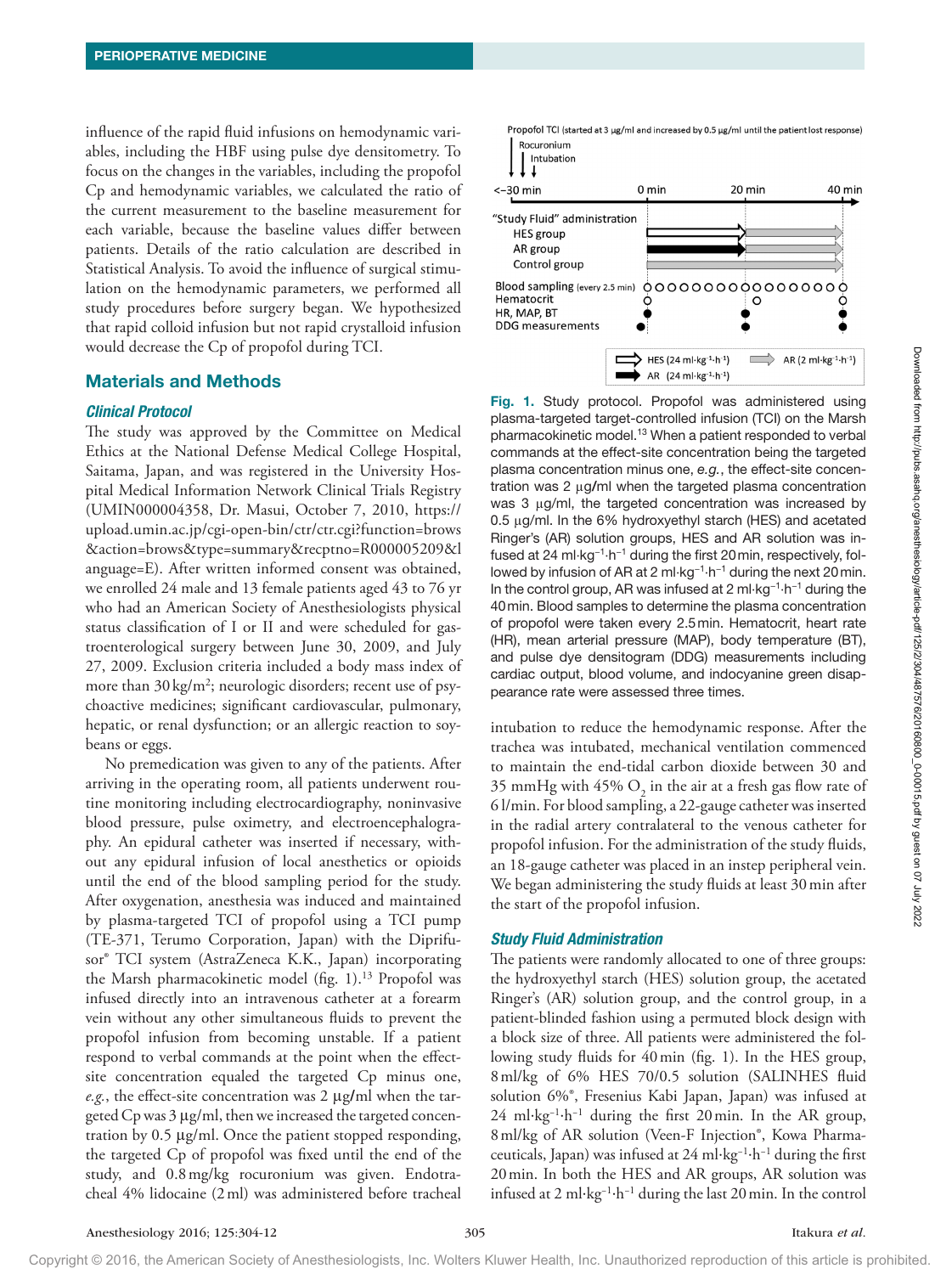influence of the rapid fluid infusions on hemodynamic variables, including the HBF using pulse dye densitometry. To focus on the changes in the variables, including the propofol Cp and hemodynamic variables, we calculated the ratio of the current measurement to the baseline measurement for each variable, because the baseline values differ between patients. Details of the ratio calculation are described in Statistical Analysis. To avoid the influence of surgical stimulation on the hemodynamic parameters, we performed all study procedures before surgery began. We hypothesized that rapid colloid infusion but not rapid crystalloid infusion would decrease the Cp of propofol during TCI.

## Materials and Methods

### *Clinical Protocol*

The study was approved by the Committee on Medical Ethics at the National Defense Medical College Hospital, Saitama, Japan, and was registered in the University Hospital Medical Information Network Clinical Trials Registry (UMIN000004358, Dr. Masui, October 7, 2010, https://upload.umin.ac.jp/cgi-open-bin/ctr/ctr.cgi?function=brows&action=brows&type=summary&recptno=R000005209&language=E). After written informed consent was obtained, we enrolled 24 male and 13 female patients aged 43 to 76 yr who had an American Society of Anesthesiologists physical status classification of I or II and were scheduled for gastroenterological surgery between June 30, 2009, and July 27, 2009. Exclusion criteria included a body mass index of more than 30 kg/m$^2$; neurologic disorders; recent use of psychoactive medicines; significant cardiovascular, pulmonary, hepatic, or renal dysfunction; or an allergic reaction to soybeans or eggs.

No premedication was given to any of the patients. After arriving in the operating room, all patients underwent routine monitoring including electrocardiography, noninvasive blood pressure, pulse oximetry, and electroencephalography. An epidural catheter was inserted if necessary, without any epidural infusion of local anesthetics or opioids until the end of the blood sampling period for the study. After oxygenation, anesthesia was induced and maintained by plasma-targeted TCI of propofol using a TCI pump (TE-371, Terumo Corporation, Japan) with the Diprifusor® TCI system (AstraZeneca K.K., Japan) incorporating the Marsh pharmacokinetic model (fig. 1).[13] Propofol was infused directly into an intravenous catheter at a forearm vein without any other simultaneous fluids to prevent the propofol infusion from becoming unstable. If a patient respond to verbal commands at the point when the effect-site concentration equaled the targeted Cp minus one, *e.g.*, the effect-site concentration was 2 μg/ml when the targeted Cp was 3 μg/ml, then we increased the targeted concentration by 0.5 μg/ml. Once the patient stopped responding, the targeted Cp of propofol was fixed until the end of the study, and 0.8 mg/kg rocuronium was given. Endotracheal 4% lidocaine (2 ml) was administered before tracheal intubation to reduce the hemodynamic response. After the trachea was intubated, mechanical ventilation commenced to maintain the end-tidal carbon dioxide between 30 and 35 mmHg with 45% $O_2$ in the air at a fresh gas flow rate of 6 l/min. For blood sampling, a 22-gauge catheter was inserted in the radial artery contralateral to the venous catheter for propofol infusion. For the administration of the study fluids, an 18-gauge catheter was placed in an instep peripheral vein. We began administering the study fluids at least 30 min after the start of the propofol infusion.

**Fig. 1.** Study protocol. Propofol was administered using plasma-targeted target-controlled infusion (TCI) on the Marsh pharmacokinetic model.[13] When a patient responded to verbal commands at the effect-site concentration being the targeted plasma concentration minus one, *e.g.*, the effect-site concentration was 2 μg/ml when the targeted plasma concentration was 3 μg/ml, the targeted concentration was increased by 0.5 μg/ml. In the 6% hydroxyethyl starch (HES) and acetated Ringer's (AR) solution groups, HES and AR solution was infused at 24 ml·kg$^{-1}$·h$^{-1}$ during the first 20 min, respectively, followed by infusion of AR at 2 ml·kg$^{-1}$·h$^{-1}$ during the next 20 min. In the control group, AR was infused at 2 ml·kg$^{-1}$·h$^{-1}$ during the 40 min. Blood samples to determine the plasma concentration of propofol were taken every 2.5 min. Hematocrit, heart rate (HR), mean arterial pressure (MAP), body temperature (BT), and pulse dye densitogram (DDG) measurements including cardiac output, blood volume, and indocyanine green disappearance rate were assessed three times.

### *Study Fluid Administration*

The patients were randomly allocated to one of three groups: the hydroxyethyl starch (HES) solution group, the acetated Ringer's (AR) solution group, and the control group, in a patient-blinded fashion using a permuted block design with a block size of three. All patients were administered the following study fluids for 40 min (fig. 1). In the HES group, 8 ml/kg of 6% HES 70/0.5 solution (SALINHES fluid solution 6%®, Fresenius Kabi Japan, Japan) was infused at 24 ml·kg$^{-1}$·h$^{-1}$ during the first 20 min. In the AR group, 8 ml/kg of AR solution (Veen-F Injection®, Kowa Pharmaceuticals, Japan) was infused at 24 ml·kg$^{-1}$·h$^{-1}$ during the first 20 min. In both the HES and AR groups, AR solution was infused at 2 ml·kg$^{-1}$·h$^{-1}$ during the last 20 min. In the control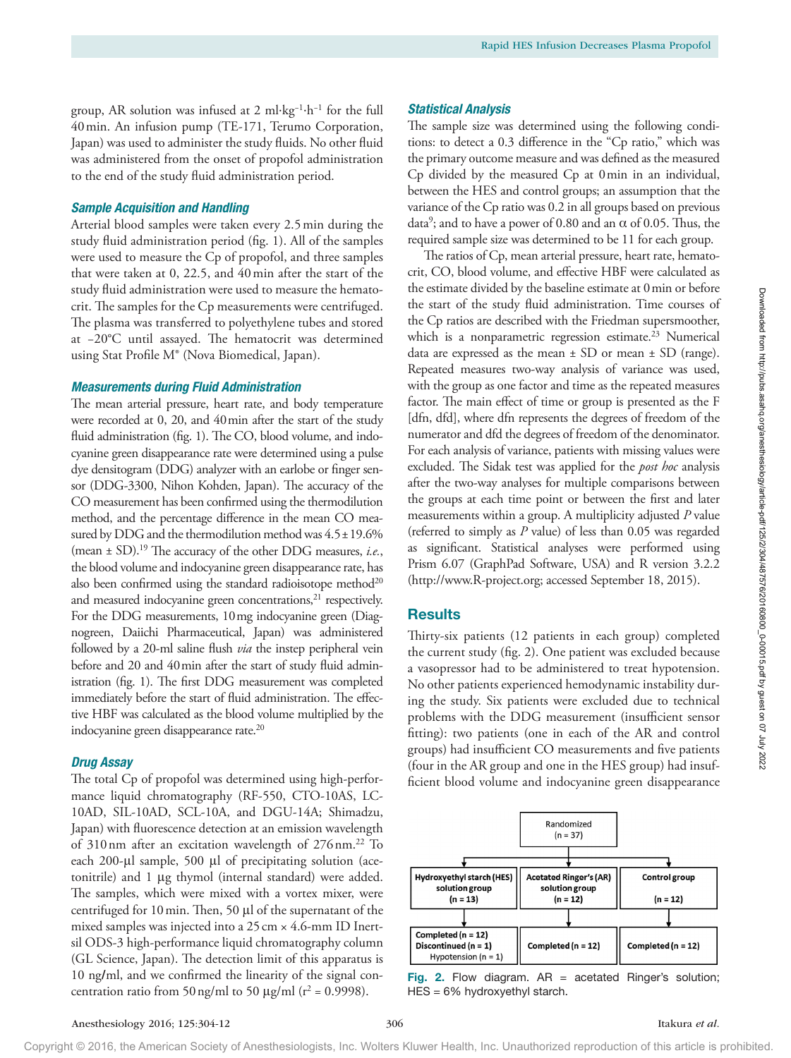group, AR solution was infused at 2 ml·kg$^{-1}$·h$^{-1}$ for the full 40 min. An infusion pump (TE-171, Terumo Corporation, Japan) was used to administer the study fluids. No other fluid was administered from the onset of propofol administration to the end of the study fluid administration period.

### Sample Acquisition and Handling

Arterial blood samples were taken every 2.5 min during the study fluid administration period (fig. 1). All of the samples were used to measure the Cp of propofol, and three samples that were taken at 0, 22.5, and 40 min after the start of the study fluid administration were used to measure the hematocrit. The samples for the Cp measurements were centrifuged. The plasma was transferred to polyethylene tubes and stored at −20°C until assayed. The hematocrit was determined using Stat Profile M® (Nova Biomedical, Japan).

### Measurements during Fluid Administration

The mean arterial pressure, heart rate, and body temperature were recorded at 0, 20, and 40 min after the start of the study fluid administration (fig. 1). The CO, blood volume, and indocyanine green disappearance rate were determined using a pulse dye densitogram (DDG) analyzer with an earlobe or finger sensor (DDG-3300, Nihon Kohden, Japan). The accuracy of the CO measurement has been confirmed using the thermodilution method, and the percentage difference in the mean CO measured by DDG and the thermodilution method was 4.5 ± 19.6% (mean ± SD).[19] The accuracy of the other DDG measures, *i.e.*, the blood volume and indocyanine green disappearance rate, has also been confirmed using the standard radioisotope method[20] and measured indocyanine green concentrations,[21] respectively. For the DDG measurements, 10 mg indocyanine green (Diagnogreen, Daiichi Pharmaceutical, Japan) was administered followed by a 20-ml saline flush *via* the instep peripheral vein before and 20 and 40 min after the start of study fluid administration (fig. 1). The first DDG measurement was completed immediately before the start of fluid administration. The effective HBF was calculated as the blood volume multiplied by the indocyanine green disappearance rate.[20]

### Drug Assay

The total Cp of propofol was determined using high-performance liquid chromatography (RF-550, CTO-10AS, LC-10AD, SIL-10AD, SCL-10A, and DGU-14A; Shimadzu, Japan) with fluorescence detection at an emission wavelength of 310 nm after an excitation wavelength of 276 nm.[22] To each 200-µl sample, 500 µl of precipitating solution (acetonitrile) and 1 µg thymol (internal standard) were added. The samples, which were mixed with a vortex mixer, were centrifuged for 10 min. Then, 50 µl of the supernatant of the mixed samples was injected into a 25 cm × 4.6-mm ID Inertsil ODS-3 high-performance liquid chromatography column (GL Science, Japan). The detection limit of this apparatus is 10 ng/ml, and we confirmed the linearity of the signal concentration ratio from 50 ng/ml to 50 µg/ml ($r^2$ = 0.9998).

### Statistical Analysis

The sample size was determined using the following conditions: to detect a 0.3 difference in the "Cp ratio," which was the primary outcome measure and was defined as the measured Cp divided by the measured Cp at 0 min in an individual, between the HES and control groups; an assumption that the variance of the Cp ratio was 0.2 in all groups based on previous data[9]; and to have a power of 0.80 and an α of 0.05. Thus, the required sample size was determined to be 11 for each group.

The ratios of Cp, mean arterial pressure, heart rate, hematocrit, CO, blood volume, and effective HBF were calculated as the estimate divided by the baseline estimate at 0 min or before the start of the study fluid administration. Time courses of the Cp ratios are described with the Friedman supersmoother, which is a nonparametric regression estimate.[23] Numerical data are expressed as the mean ± SD or mean ± SD (range). Repeated measures two-way analysis of variance was used, with the group as one factor and time as the repeated measures factor. The main effect of time or group is presented as the F [dfn, dfd], where dfn represents the degrees of freedom of the numerator and dfd the degrees of freedom of the denominator. For each analysis of variance, patients with missing values were excluded. The Sidak test was applied for the *post hoc* analysis after the two-way analyses for multiple comparisons between the groups at each time point or between the first and later measurements within a group. A multiplicity adjusted *P* value (referred to simply as *P* value) of less than 0.05 was regarded as significant. Statistical analyses were performed using Prism 6.07 (GraphPad Software, USA) and R version 3.2.2 (http://www.R-project.org; accessed September 18, 2015).

## Results

Thirty-six patients (12 patients in each group) completed the current study (fig. 2). One patient was excluded because a vasopressor had to be administered to treat hypotension. No other patients experienced hemodynamic instability during the study. Six patients were excluded due to technical problems with the DDG measurement (insufficient sensor fitting): two patients (one in each of the AR and control groups) had insufficient CO measurements and five patients (four in the AR group and one in the HES group) had insufficient blood volume and indocyanine green disappearance

Randomized (n = 37)

| Hydroxyethyl starch (HES) solution group (n = 13) | Acetated Ringer's (AR) solution group (n = 12) | Control group (n = 12) |
|---|---|---|
| Completed (n = 12) Discontinued (n = 1) Hypotension (n = 1) | Completed (n = 12) | Completed (n = 12) |

**Fig. 2.** Flow diagram. AR = acetated Ringer's solution; HES = 6% hydroxyethyl starch.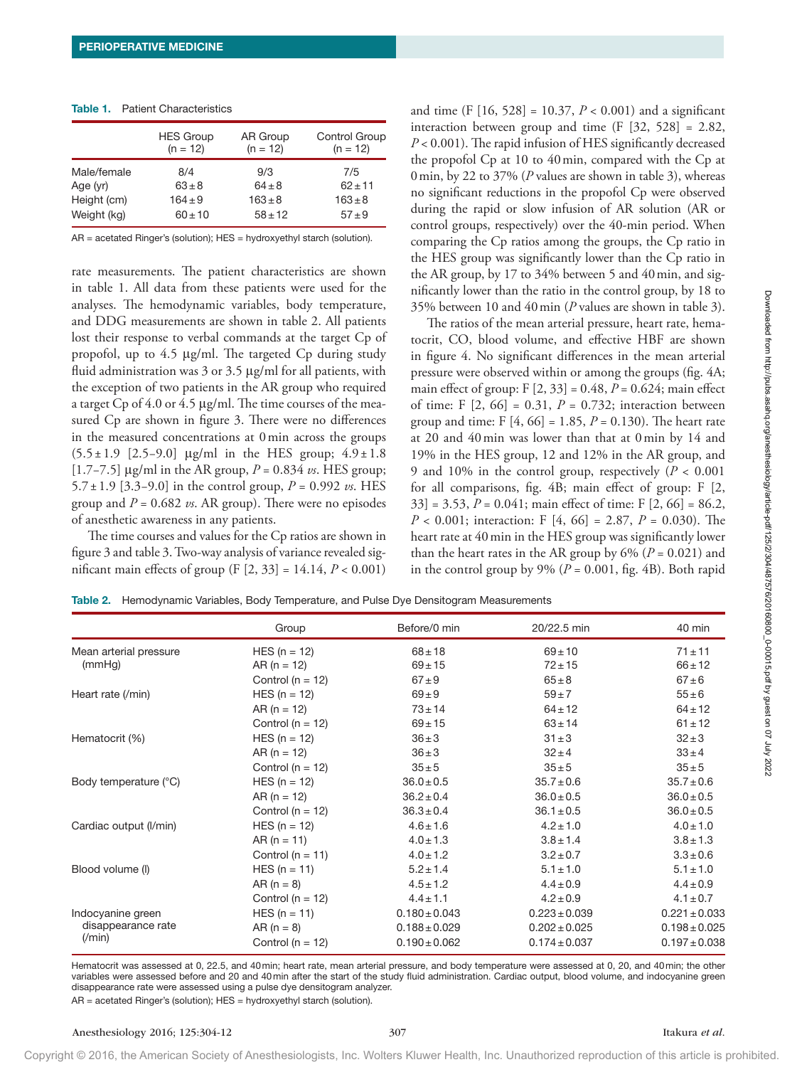**Table 1.** Patient Characteristics

| | HES Group (n = 12) | AR Group (n = 12) | Control Group (n = 12) |
|---|---|---|---|
| Male/female | 8/4 | 9/3 | 7/5 |
| Age (yr) | 63 ± 8 | 64 ± 8 | 62 ± 11 |
| Height (cm) | 164 ± 9 | 163 ± 8 | 163 ± 8 |
| Weight (kg) | 60 ± 10 | 58 ± 12 | 57 ± 9 |

AR = acetated Ringer's (solution); HES = hydroxyethyl starch (solution).

rate measurements. The patient characteristics are shown in table 1. All data from these patients were used for the analyses. The hemodynamic variables, body temperature, and DDG measurements are shown in table 2. All patients lost their response to verbal commands at the target Cp of propofol, up to 4.5 μg/ml. The targeted Cp during study fluid administration was 3 or 3.5 μg/ml for all patients, with the exception of two patients in the AR group who required a target Cp of 4.0 or 4.5 μg/ml. The time courses of the measured Cp are shown in figure 3. There were no differences in the measured concentrations at 0 min across the groups (5.5 ± 1.9 [2.5–9.0] μg/ml in the HES group; 4.9 ± 1.8 [1.7–7.5] μg/ml in the AR group, $P = 0.834$ *vs.* HES group; 5.7 ± 1.9 [3.3–9.0] in the control group, $P = 0.992$ *vs.* HES group and $P = 0.682$ *vs.* AR group). There were no episodes of anesthetic awareness in any patients.

The time courses and values for the Cp ratios are shown in figure 3 and table 3. Two-way analysis of variance revealed significant main effects of group ($F [2, 33] = 14.14$, $P < 0.001$) and time ($F [16, 528] = 10.37$, $P < 0.001$) and a significant interaction between group and time ($F [32, 528] = 2.82$, $P < 0.001$). The rapid infusion of HES significantly decreased the propofol Cp at 10 to 40 min, compared with the Cp at 0 min, by 22 to 37% (*P* values are shown in table 3), whereas no significant reductions in the propofol Cp were observed during the rapid or slow infusion of AR solution (AR or control groups, respectively) over the 40-min period. When comparing the Cp ratios among the groups, the Cp ratio in the HES group was significantly lower than the Cp ratio in the AR group, by 17 to 34% between 5 and 40 min, and significantly lower than the ratio in the control group, by 18 to 35% between 10 and 40 min (*P* values are shown in table 3).

The ratios of the mean arterial pressure, heart rate, hematocrit, CO, blood volume, and effective HBF are shown in figure 4. No significant differences in the mean arterial pressure were observed within or among the groups (fig. 4A; main effect of group: $F [2, 33] = 0.48$, $P = 0.624$; main effect of time: $F [2, 66] = 0.31$, $P = 0.732$; interaction between group and time: $F [4, 66] = 1.85$, $P = 0.130$). The heart rate at 20 and 40 min was lower than that at 0 min by 14 and 19% in the HES group, 12 and 12% in the AR group, and 9 and 10% in the control group, respectively ($P < 0.001$ for all comparisons, fig. 4B; main effect of group: $F [2, 33] = 3.53$, $P = 0.041$; main effect of time: $F [2, 66] = 86.2$, $P < 0.001$; interaction: $F [4, 66] = 2.87$, $P = 0.030$). The heart rate at 40 min in the HES group was significantly lower than the heart rates in the AR group by 6% ($P = 0.021$) and in the control group by 9% ($P = 0.001$, fig. 4B). Both rapid

**Table 2.** Hemodynamic Variables, Body Temperature, and Pulse Dye Densitogram Measurements

| | Group | Before/0 min | 20/22.5 min | 40 min |
|---|---|---|---|---|
| Mean arterial pressure (mmHg) | HES (n = 12) | 68 ± 18 | 69 ± 10 | 71 ± 11 |
| | AR (n = 12) | 69 ± 15 | 72 ± 15 | 66 ± 12 |
| | Control (n = 12) | 67 ± 9 | 65 ± 8 | 67 ± 6 |
| Heart rate (/min) | HES (n = 12) | 69 ± 9 | 59 ± 7 | 55 ± 6 |
| | AR (n = 12) | 73 ± 14 | 64 ± 12 | 64 ± 12 |
| | Control (n = 12) | 69 ± 15 | 63 ± 14 | 61 ± 12 |
| Hematocrit (%) | HES (n = 12) | 36 ± 3 | 31 ± 3 | 32 ± 3 |
| | AR (n = 12) | 36 ± 3 | 32 ± 4 | 33 ± 4 |
| | Control (n = 12) | 35 ± 5 | 35 ± 5 | 35 ± 5 |
| Body temperature (°C) | HES (n = 12) | 36.0 ± 0.5 | 35.7 ± 0.6 | 35.7 ± 0.6 |
| | AR (n = 12) | 36.2 ± 0.4 | 36.0 ± 0.5 | 36.0 ± 0.5 |
| | Control (n = 12) | 36.3 ± 0.4 | 36.1 ± 0.5 | 36.0 ± 0.5 |
| Cardiac output (l/min) | HES (n = 12) | 4.6 ± 1.6 | 4.2 ± 1.0 | 4.0 ± 1.0 |
| | AR (n = 11) | 4.0 ± 1.3 | 3.8 ± 1.4 | 3.8 ± 1.3 |
| | Control (n = 11) | 4.0 ± 1.2 | 3.2 ± 0.7 | 3.3 ± 0.6 |
| Blood volume (l) | HES (n = 11) | 5.2 ± 1.4 | 5.1 ± 1.0 | 5.1 ± 1.0 |
| | AR (n = 8) | 4.5 ± 1.2 | 4.4 ± 0.9 | 4.4 ± 0.9 |
| | Control (n = 12) | 4.4 ± 1.1 | 4.2 ± 0.9 | 4.1 ± 0.7 |
| Indocyanine green disappearance rate (/min) | HES (n = 11) | 0.180 ± 0.043 | 0.223 ± 0.039 | 0.221 ± 0.033 |
| | AR (n = 8) | 0.188 ± 0.029 | 0.202 ± 0.025 | 0.198 ± 0.025 |
| | Control (n = 12) | 0.190 ± 0.062 | 0.174 ± 0.037 | 0.197 ± 0.038 |

Hematocrit was assessed at 0, 22.5, and 40 min; heart rate, mean arterial pressure, and body temperature were assessed at 0, 20, and 40 min; the other variables were assessed before and 20 and 40 min after the start of the study fluid administration. Cardiac output, blood volume, and indocyanine green disappearance rate were assessed using a pulse dye densitogram analyzer.

AR = acetated Ringer's (solution); HES = hydroxyethyl starch (solution).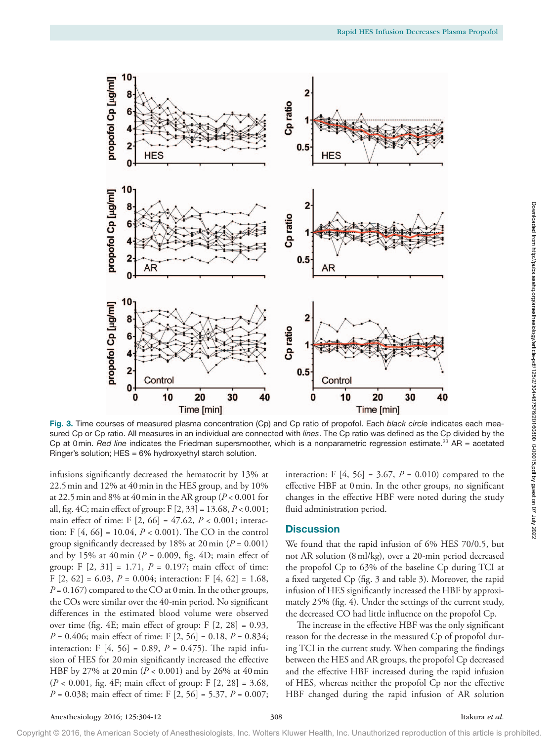Fig. 3. Time courses of measured plasma concentration (Cp) and Cp ratio of propofol. Each *black circle* indicates each measured Cp or Cp ratio. All measures in an individual are connected with *lines*. The Cp ratio was defined as the Cp divided by the Cp at 0 min. *Red line* indicates the Friedman supersmoother, which is a nonparametric regression estimate.[23] AR = acetated Ringer's solution; HES = 6% hydroxyethyl starch solution.

infusions significantly decreased the hematocrit by 13% at 22.5 min and 12% at 40 min in the HES group, and by 10% at 22.5 min and 8% at 40 min in the AR group ($P < 0.001$ for all, fig. 4C; main effect of group: $F [2, 33] = 13.68$, $P < 0.001$; main effect of time: $F [2, 66] = 47.62$, $P < 0.001$; interaction: $F [4, 66] = 10.04$, $P < 0.001$). The CO in the control group significantly decreased by 18% at 20 min ($P = 0.001$) and by 15% at 40 min ($P = 0.009$, fig. 4D; main effect of group: $F [2, 31] = 1.71$, $P = 0.197$; main effect of time: $F [2, 62] = 6.03$, $P = 0.004$; interaction: $F [4, 62] = 1.68$, $P = 0.167$) compared to the CO at 0 min. In the other groups, the COs were similar over the 40-min period. No significant differences in the estimated blood volume were observed over time (fig. 4E; main effect of group: $F [2, 28] = 0.93$, $P = 0.406$; main effect of time: $F [2, 56] = 0.18$, $P = 0.834$; interaction: $F [4, 56] = 0.89$, $P = 0.475$). The rapid infusion of HES for 20 min significantly increased the effective HBF by 27% at 20 min ($P < 0.001$) and by 26% at 40 min ($P < 0.001$, fig. 4F; main effect of group: $F [2, 28] = 3.68$, $P = 0.038$; main effect of time: $F [2, 56] = 5.37$, $P = 0.007$; interaction: $F [4, 56] = 3.67$, $P = 0.010$) compared to the effective HBF at 0 min. In the other groups, no significant changes in the effective HBF were noted during the study fluid administration period.

## Discussion

We found that the rapid infusion of 6% HES 70/0.5, but not AR solution (8 ml/kg), over a 20-min period decreased the propofol Cp to 63% of the baseline Cp during TCI at a fixed targeted Cp (fig. 3 and table 3). Moreover, the rapid infusion of HES significantly increased the HBF by approximately 25% (fig. 4). Under the settings of the current study, the decreased CO had little influence on the propofol Cp.

The increase in the effective HBF was the only significant reason for the decrease in the measured Cp of propofol during TCI in the current study. When comparing the findings between the HES and AR groups, the propofol Cp decreased and the effective HBF increased during the rapid infusion of HES, whereas neither the propofol Cp nor the effective HBF changed during the rapid infusion of AR solution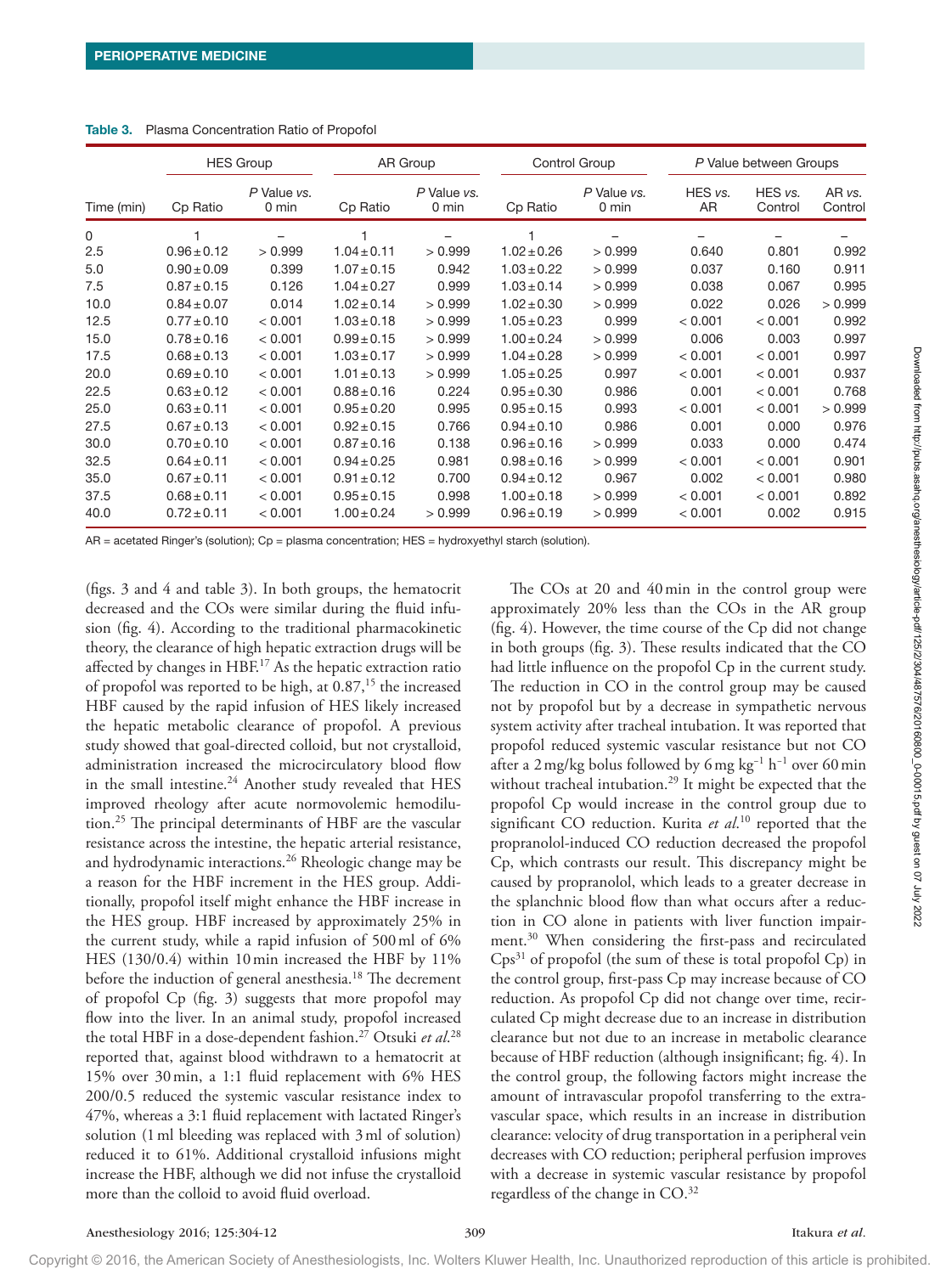**Table 3.** Plasma Concentration Ratio of Propofol

| Time (min) | HES Group | | AR Group | | Control Group | | P Value between Groups | | |
|---|---|---|---|---|---|---|---|---|---|
| | Cp Ratio | P Value *vs.* 0 min | Cp Ratio | P Value *vs.* 0 min | Cp Ratio | P Value *vs.* 0 min | HES *vs.* AR | HES *vs.* Control | AR *vs.* Control |
| 0 | 1 | – | 1 | – | 1 | – | – | – | – |
| 2.5 | 0.96 ± 0.12 | > 0.999 | 1.04 ± 0.11 | > 0.999 | 1.02 ± 0.26 | > 0.999 | 0.640 | 0.801 | 0.992 |
| 5.0 | 0.90 ± 0.09 | 0.399 | 1.07 ± 0.15 | 0.942 | 1.03 ± 0.22 | > 0.999 | 0.037 | 0.160 | 0.911 |
| 7.5 | 0.87 ± 0.15 | 0.126 | 1.04 ± 0.27 | 0.999 | 1.03 ± 0.14 | > 0.999 | 0.038 | 0.067 | 0.995 |
| 10.0 | 0.84 ± 0.07 | 0.014 | 1.02 ± 0.14 | > 0.999 | 1.02 ± 0.30 | > 0.999 | 0.022 | 0.026 | > 0.999 |
| 12.5 | 0.77 ± 0.10 | < 0.001 | 1.03 ± 0.18 | > 0.999 | 1.05 ± 0.23 | 0.999 | < 0.001 | < 0.001 | 0.992 |
| 15.0 | 0.78 ± 0.16 | < 0.001 | 0.99 ± 0.15 | > 0.999 | 1.00 ± 0.24 | > 0.999 | 0.006 | 0.003 | 0.997 |
| 17.5 | 0.68 ± 0.13 | < 0.001 | 1.03 ± 0.17 | > 0.999 | 1.04 ± 0.28 | > 0.999 | < 0.001 | < 0.001 | 0.997 |
| 20.0 | 0.69 ± 0.10 | < 0.001 | 1.01 ± 0.13 | > 0.999 | 1.05 ± 0.25 | 0.997 | < 0.001 | < 0.001 | 0.937 |
| 22.5 | 0.63 ± 0.12 | < 0.001 | 0.88 ± 0.16 | 0.224 | 0.95 ± 0.30 | 0.986 | 0.001 | < 0.001 | 0.768 |
| 25.0 | 0.63 ± 0.11 | < 0.001 | 0.95 ± 0.20 | 0.995 | 0.95 ± 0.15 | 0.993 | < 0.001 | < 0.001 | > 0.999 |
| 27.5 | 0.67 ± 0.13 | < 0.001 | 0.92 ± 0.15 | 0.766 | 0.94 ± 0.10 | 0.986 | 0.001 | 0.000 | 0.976 |
| 30.0 | 0.70 ± 0.10 | < 0.001 | 0.87 ± 0.16 | 0.138 | 0.96 ± 0.16 | > 0.999 | 0.033 | 0.000 | 0.474 |
| 32.5 | 0.64 ± 0.11 | < 0.001 | 0.94 ± 0.25 | 0.981 | 0.98 ± 0.16 | > 0.999 | < 0.001 | < 0.001 | 0.901 |
| 35.0 | 0.67 ± 0.11 | < 0.001 | 0.91 ± 0.12 | 0.700 | 0.94 ± 0.12 | 0.967 | 0.002 | < 0.001 | 0.980 |
| 37.5 | 0.68 ± 0.11 | < 0.001 | 0.95 ± 0.15 | 0.998 | 1.00 ± 0.18 | > 0.999 | < 0.001 | < 0.001 | 0.892 |
| 40.0 | 0.72 ± 0.11 | < 0.001 | 1.00 ± 0.24 | > 0.999 | 0.96 ± 0.19 | > 0.999 | < 0.001 | 0.002 | 0.915 |

AR = acetated Ringer's (solution); Cp = plasma concentration; HES = hydroxyethyl starch (solution).

(figs. 3 and 4 and table 3). In both groups, the hematocrit decreased and the COs were similar during the fluid infusion (fig. 4). According to the traditional pharmacokinetic theory, the clearance of high hepatic extraction drugs will be affected by changes in HBF.[17] As the hepatic extraction ratio of propofol was reported to be high, at 0.87,[15] the increased HBF caused by the rapid infusion of HES likely increased the hepatic metabolic clearance of propofol. A previous study showed that goal-directed colloid, but not crystalloid, administration increased the microcirculatory blood flow in the small intestine.[24] Another study revealed that HES improved rheology after acute normovolemic hemodilution.[25] The principal determinants of HBF are the vascular resistance across the intestine, the hepatic arterial resistance, and hydrodynamic interactions.[26] Rheologic change may be a reason for the HBF increment in the HES group. Additionally, propofol itself might enhance the HBF increase in the HES group. HBF increased by approximately 25% in the current study, while a rapid infusion of 500 ml of 6% HES (130/0.4) within 10 min increased the HBF by 11% before the induction of general anesthesia.[18] The decrement of propofol Cp (fig. 3) suggests that more propofol may flow into the liver. In an animal study, propofol increased the total HBF in a dose-dependent fashion.[27] Otsuki *et al.*[28] reported that, against blood withdrawn to a hematocrit at 15% over 30 min, a 1:1 fluid replacement with 6% HES 200/0.5 reduced the systemic vascular resistance index to 47%, whereas a 3:1 fluid replacement with lactated Ringer's solution (1 ml bleeding was replaced with 3 ml of solution) reduced it to 61%. Additional crystalloid infusions might increase the HBF, although we did not infuse the crystalloid more than the colloid to avoid fluid overload.

The COs at 20 and 40 min in the control group were approximately 20% less than the COs in the AR group (fig. 4). However, the time course of the Cp did not change in both groups (fig. 3). These results indicated that the CO had little influence on the propofol Cp in the current study. The reduction in CO in the control group may be caused not by propofol but by a decrease in sympathetic nervous system activity after tracheal intubation. It was reported that propofol reduced systemic vascular resistance but not CO after a 2 mg/kg bolus followed by 6 mg $kg^{-1}$ $h^{-1}$ over 60 min without tracheal intubation.[29] It might be expected that the propofol Cp would increase in the control group due to significant CO reduction. Kurita *et al.*[10] reported that the propranolol-induced CO reduction decreased the propofol Cp, which contrasts our result. This discrepancy might be caused by propranolol, which leads to a greater decrease in the splanchnic blood flow than what occurs after a reduction in CO alone in patients with liver function impairment.[30] When considering the first-pass and recirculated Cps[31] of propofol (the sum of these is total propofol Cp) in the control group, first-pass Cp may increase because of CO reduction. As propofol Cp did not change over time, recirculated Cp might decrease due to an increase in distribution clearance but not due to an increase in metabolic clearance because of HBF reduction (although insignificant; fig. 4). In the control group, the following factors might increase the amount of intravascular propofol transferring to the extravascular space, which results in an increase in distribution clearance: velocity of drug transportation in a peripheral vein decreases with CO reduction; peripheral perfusion improves with a decrease in systemic vascular resistance by propofol regardless of the change in CO.[32]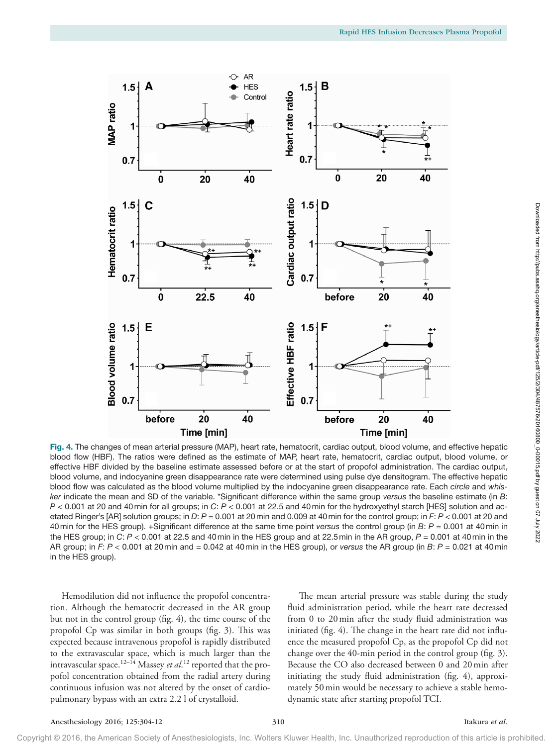**Fig. 4.** The changes of mean arterial pressure (MAP), heart rate, hematocrit, cardiac output, blood volume, and effective hepatic blood flow (HBF). The ratios were defined as the estimate of MAP, heart rate, hematocrit, cardiac output, blood volume, or effective HBF divided by the baseline estimate assessed before or at the start of propofol administration. The cardiac output, blood volume, and indocyanine green disappearance rate were determined using pulse dye densitogram. The effective hepatic blood flow was calculated as the blood volume multiplied by the indocyanine green disappearance rate. Each *circle* and *whisker* indicate the mean and SD of the variable. *Significant difference within the same group *versus* the baseline estimate (in *B*: $P < 0.001$ at 20 and 40 min for all groups; in *C*: $P < 0.001$ at 22.5 and 40 min for the hydroxyethyl starch [HES] solution and acetated Ringer's [AR] solution groups; in *D*: $P = 0.001$ at 20 min and 0.009 at 40 min for the control group; in *F*: $P < 0.001$ at 20 and 40 min for the HES group). +Significant difference at the same time point *versus* the control group (in *B*: $P = 0.001$ at 40 min in the HES group; in *C*: $P < 0.001$ at 22.5 and 40 min in the HES group and at 22.5 min in the AR group, $P = 0.001$ at 40 min in the AR group; in *F*: $P < 0.001$ at 20 min and $= 0.042$ at 40 min in the HES group), or *versus* the AR group (in *B*: $P = 0.021$ at 40 min in the HES group).

Hemodilution did not influence the propofol concentration. Although the hematocrit decreased in the AR group but not in the control group (fig. 4), the time course of the propofol Cp was similar in both groups (fig. 3). This was expected because intravenous propofol is rapidly distributed to the extravascular space, which is much larger than the intravascular space.[12–14] Massey *et al.*[12] reported that the propofol concentration obtained from the radial artery during continuous infusion was not altered by the onset of cardiopulmonary bypass with an extra 2.2 l of crystalloid.

The mean arterial pressure was stable during the study fluid administration period, while the heart rate decreased from 0 to 20 min after the study fluid administration was initiated (fig. 4). The change in the heart rate did not influence the measured propofol Cp, as the propofol Cp did not change over the 40-min period in the control group (fig. 3). Because the CO also decreased between 0 and 20 min after initiating the study fluid administration (fig. 4), approximately 50 min would be necessary to achieve a stable hemodynamic state after starting propofol TCI.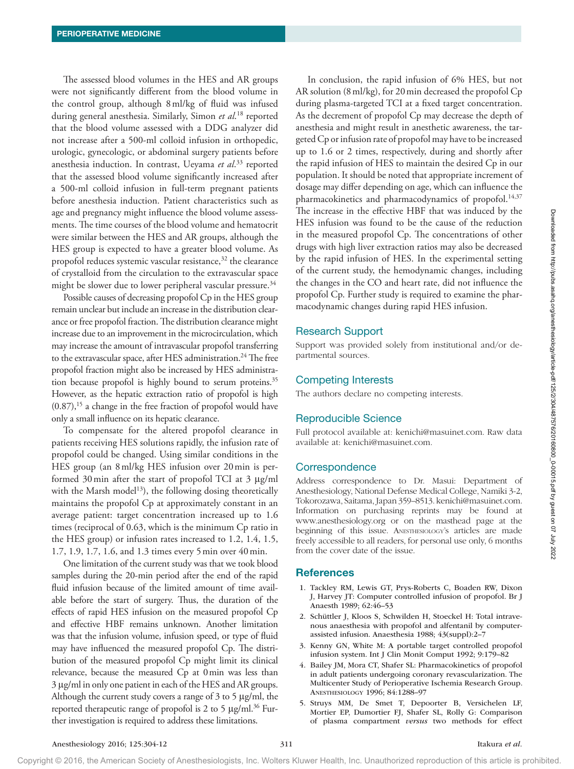The assessed blood volumes in the HES and AR groups were not significantly different from the blood volume in the control group, although 8 ml/kg of fluid was infused during general anesthesia. Similarly, Simon *et al.*[18] reported that the blood volume assessed with a DDG analyzer did not increase after a 500-ml colloid infusion in orthopedic, urologic, gynecologic, or abdominal surgery patients before anesthesia induction. In contrast, Ueyama *et al.*[33] reported that the assessed blood volume significantly increased after a 500-ml colloid infusion in full-term pregnant patients before anesthesia induction. Patient characteristics such as age and pregnancy might influence the blood volume assessments. The time courses of the blood volume and hematocrit were similar between the HES and AR groups, although the HES group is expected to have a greater blood volume. As propofol reduces systemic vascular resistance,[32] the clearance of crystalloid from the circulation to the extravascular space might be slower due to lower peripheral vascular pressure.[34]

Possible causes of decreasing propofol Cp in the HES group remain unclear but include an increase in the distribution clearance or free propofol fraction. The distribution clearance might increase due to an improvement in the microcirculation, which may increase the amount of intravascular propofol transferring to the extravascular space, after HES administration.[24] The free propofol fraction might also be increased by HES administration because propofol is highly bound to serum proteins.[35] However, as the hepatic extraction ratio of propofol is high (0.87),[15] a change in the free fraction of propofol would have only a small influence on its hepatic clearance.

To compensate for the altered propofol clearance in patients receiving HES solutions rapidly, the infusion rate of propofol could be changed. Using similar conditions in the HES group (an 8 ml/kg HES infusion over 20 min is performed 30 min after the start of propofol TCI at 3 μg/ml with the Marsh model[13]), the following dosing theoretically maintains the propofol Cp at approximately constant in an average patient: target concentration increased up to 1.6 times (reciprocal of 0.63, which is the minimum Cp ratio in the HES group) or infusion rates increased to 1.2, 1.4, 1.5, 1.7, 1.9, 1.7, 1.6, and 1.3 times every 5 min over 40 min.

One limitation of the current study was that we took blood samples during the 20-min period after the end of the rapid fluid infusion because of the limited amount of time available before the start of surgery. Thus, the duration of the effects of rapid HES infusion on the measured propofol Cp and effective HBF remains unknown. Another limitation was that the infusion volume, infusion speed, or type of fluid may have influenced the measured propofol Cp. The distribution of the measured propofol Cp might limit its clinical relevance, because the measured Cp at 0 min was less than 3 μg/ml in only one patient in each of the HES and AR groups. Although the current study covers a range of 3 to 5 μg/ml, the reported therapeutic range of propofol is 2 to 5 μg/ml.[36] Further investigation is required to address these limitations.

In conclusion, the rapid infusion of 6% HES, but not AR solution (8 ml/kg), for 20 min decreased the propofol Cp during plasma-targeted TCI at a fixed target concentration. As the decrement of propofol Cp may decrease the depth of anesthesia and might result in anesthetic awareness, the targeted Cp or infusion rate of propofol may have to be increased up to 1.6 or 2 times, respectively, during and shortly after the rapid infusion of HES to maintain the desired Cp in our population. It should be noted that appropriate increment of dosage may differ depending on age, which can influence the pharmacokinetics and pharmacodynamics of propofol.[14,37] The increase in the effective HBF that was induced by the HES infusion was found to be the cause of the reduction in the measured propofol Cp. The concentrations of other drugs with high liver extraction ratios may also be decreased by the rapid infusion of HES. In the experimental setting of the current study, the hemodynamic changes, including the changes in the CO and heart rate, did not influence the propofol Cp. Further study is required to examine the pharmacodynamic changes during rapid HES infusion.

## Research Support

Support was provided solely from institutional and/or departmental sources.

## Competing Interests

The authors declare no competing interests.

## Reproducible Science

Full protocol available at: kenichi@masuinet.com. Raw data available at: kenichi@masuinet.com.

## Correspondence

Address correspondence to Dr. Masui: Department of Anesthesiology, National Defense Medical College, Namiki 3-2, Tokorozawa, Saitama, Japan 359–8513. kenichi@masuinet.com. Information on purchasing reprints may be found at www.anesthesiology.org or on the masthead page at the beginning of this issue. Anesthesiology's articles are made freely accessible to all readers, for personal use only, 6 months from the cover date of the issue.

## References

1. Tackley RM, Lewis GT, Prys-Roberts C, Boaden RW, Dixon J, Harvey JT: Computer controlled infusion of propofol. Br J Anaesth 1989; 62:46–53
2. Schüttler J, Kloos S, Schwilden H, Stoeckel H: Total intravenous anaesthesia with propofol and alfentanil by computer-assisted infusion. Anaesthesia 1988; 43(suppl):2–7
3. Kenny GN, White M: A portable target controlled propofol infusion system. Int J Clin Monit Comput 1992; 9:179–82
4. Bailey JM, Mora CT, Shafer SL: Pharmacokinetics of propofol in adult patients undergoing coronary revascularization. The Multicenter Study of Perioperative Ischemia Research Group. Anesthesiology 1996; 84:1288–97
5. Struys MM, De Smet T, Depoorter B, Versichelen LF, Mortier EP, Dumortier FJ, Shafer SL, Rolly G: Comparison of plasma compartment *versus* two methods for effect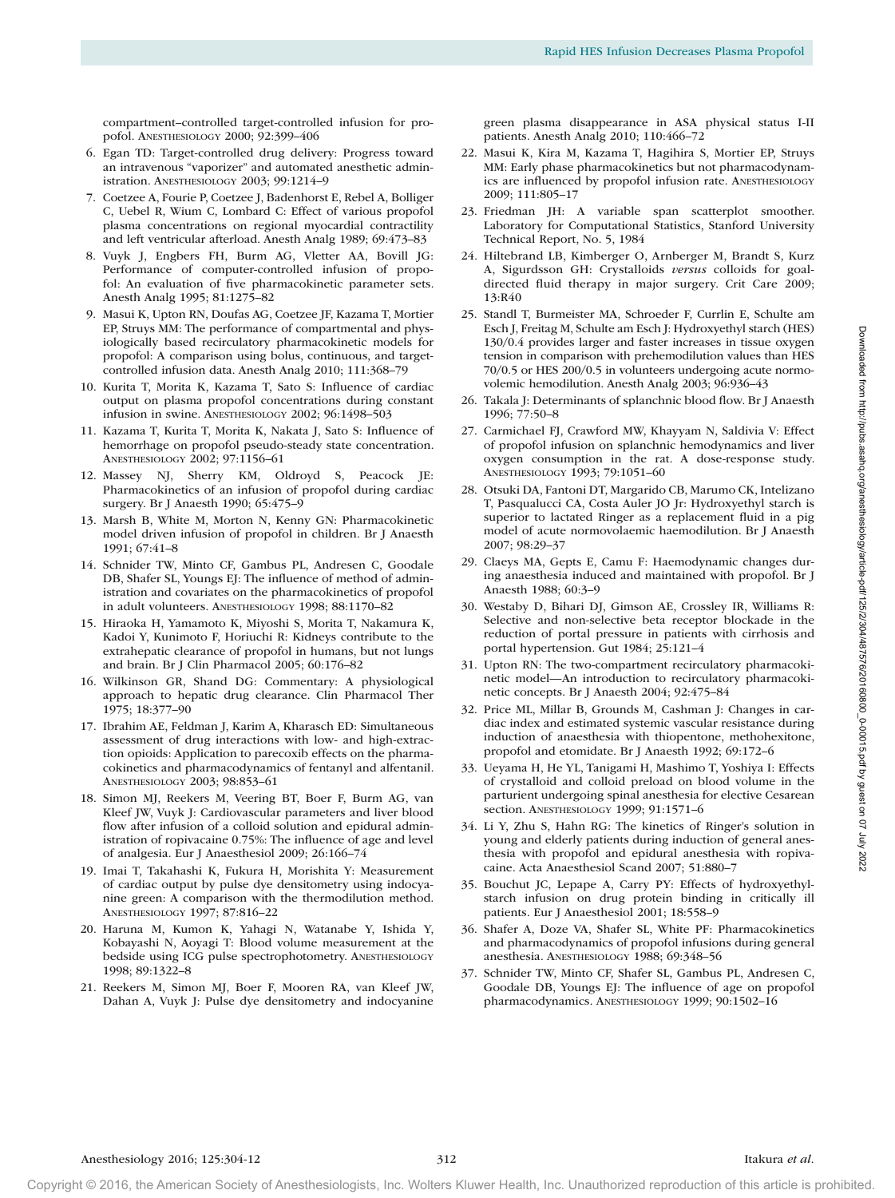compartment–controlled target-controlled infusion for propofol. Anesthesiology 2000; 92:399–406

6. Egan TD: Target-controlled drug delivery: Progress toward an intravenous "vaporizer" and automated anesthetic administration. Anesthesiology 2003; 99:1214–9
7. Coetzee A, Fourie P, Coetzee J, Badenhorst E, Rebel A, Bolliger C, Uebel R, Wium C, Lombard C: Effect of various propofol plasma concentrations on regional myocardial contractility and left ventricular afterload. Anesth Analg 1989; 69:473–83
8. Vuyk J, Engbers FH, Burm AG, Vletter AA, Bovill JG: Performance of computer-controlled infusion of propofol: An evaluation of five pharmacokinetic parameter sets. Anesth Analg 1995; 81:1275–82
9. Masui K, Upton RN, Doufas AG, Coetzee JF, Kazama T, Mortier EP, Struys MM: The performance of compartmental and physiologically based recirculatory pharmacokinetic models for propofol: A comparison using bolus, continuous, and target-controlled infusion data. Anesth Analg 2010; 111:368–79
10. Kurita T, Morita K, Kazama T, Sato S: Influence of cardiac output on plasma propofol concentrations during constant infusion in swine. Anesthesiology 2002; 96:1498–503
11. Kazama T, Kurita T, Morita K, Nakata J, Sato S: Influence of hemorrhage on propofol pseudo-steady state concentration. Anesthesiology 2002; 97:1156–61
12. Massey NJ, Sherry KM, Oldroyd S, Peacock JE: Pharmacokinetics of an infusion of propofol during cardiac surgery. Br J Anaesth 1990; 65:475–9
13. Marsh B, White M, Morton N, Kenny GN: Pharmacokinetic model driven infusion of propofol in children. Br J Anaesth 1991; 67:41–8
14. Schnider TW, Minto CF, Gambus PL, Andresen C, Goodale DB, Shafer SL, Youngs EJ: The influence of method of administration and covariates on the pharmacokinetics of propofol in adult volunteers. Anesthesiology 1998; 88:1170–82
15. Hiraoka H, Yamamoto K, Miyoshi S, Morita T, Nakamura K, Kadoi Y, Kunimoto F, Horiuchi R: Kidneys contribute to the extrahepatic clearance of propofol in humans, but not lungs and brain. Br J Clin Pharmacol 2005; 60:176–82
16. Wilkinson GR, Shand DG: Commentary: A physiological approach to hepatic drug clearance. Clin Pharmacol Ther 1975; 18:377–90
17. Ibrahim AE, Feldman J, Karim A, Kharasch ED: Simultaneous assessment of drug interactions with low- and high-extraction opioids: Application to parecoxib effects on the pharmacokinetics and pharmacodynamics of fentanyl and alfentanil. Anesthesiology 2003; 98:853–61
18. Simon MJ, Reekers M, Veering BT, Boer F, Burm AG, van Kleef JW, Vuyk J: Cardiovascular parameters and liver blood flow after infusion of a colloid solution and epidural administration of ropivacaine 0.75%: The influence of age and level of analgesia. Eur J Anaesthesiol 2009; 26:166–74
19. Imai T, Takahashi K, Fukura H, Morishita Y: Measurement of cardiac output by pulse dye densitometry using indocyanine green: A comparison with the thermodilution method. Anesthesiology 1997; 87:816–22
20. Haruna M, Kumon K, Yahagi N, Watanabe Y, Ishida Y, Kobayashi N, Aoyagi T: Blood volume measurement at the bedside using ICG pulse spectrophotometry. Anesthesiology 1998; 89:1322–8
21. Reekers M, Simon MJ, Boer F, Mooren RA, van Kleef JW, Dahan A, Vuyk J: Pulse dye densitometry and indocyanine green plasma disappearance in ASA physical status I-II patients. Anesth Analg 2010; 110:466–72
22. Masui K, Kira M, Kazama T, Hagihira S, Mortier EP, Struys MM: Early phase pharmacokinetics but not pharmacodynamics are influenced by propofol infusion rate. Anesthesiology 2009; 111:805–17
23. Friedman JH: A variable span scatterplot smoother. Laboratory for Computational Statistics, Stanford University Technical Report, No. 5, 1984
24. Hiltebrand LB, Kimberger O, Arnberger M, Brandt S, Kurz A, Sigurdsson GH: Crystalloids *versus* colloids for goal-directed fluid therapy in major surgery. Crit Care 2009; 13:R40
25. Standl T, Burmeister MA, Schroeder F, Currlin E, Schulte am Esch J, Freitag M, Schulte am Esch J: Hydroxyethyl starch (HES) 130/0.4 provides larger and faster increases in tissue oxygen tension in comparison with prehemodilution values than HES 70/0.5 or HES 200/0.5 in volunteers undergoing acute normovolemic hemodilution. Anesth Analg 2003; 96:936–43
26. Takala J: Determinants of splanchnic blood flow. Br J Anaesth 1996; 77:50–8
27. Carmichael FJ, Crawford MW, Khayyam N, Saldivia V: Effect of propofol infusion on splanchnic hemodynamics and liver oxygen consumption in the rat. A dose-response study. Anesthesiology 1993; 79:1051–60
28. Otsuki DA, Fantoni DT, Margarido CB, Marumo CK, Intelizano T, Pasqualucci CA, Costa Auler JO Jr: Hydroxyethyl starch is superior to lactated Ringer as a replacement fluid in a pig model of acute normovolaemic haemodilution. Br J Anaesth 2007; 98:29–37
29. Claeys MA, Gepts E, Camu F: Haemodynamic changes during anaesthesia induced and maintained with propofol. Br J Anaesth 1988; 60:3–9
30. Westaby D, Bihari DJ, Gimson AE, Crossley IR, Williams R: Selective and non-selective beta receptor blockade in the reduction of portal pressure in patients with cirrhosis and portal hypertension. Gut 1984; 25:121–4
31. Upton RN: The two-compartment recirculatory pharmacokinetic model—An introduction to recirculatory pharmacokinetic concepts. Br J Anaesth 2004; 92:475–84
32. Price ML, Millar B, Grounds M, Cashman J: Changes in cardiac index and estimated systemic vascular resistance during induction of anaesthesia with thiopentone, methohexitone, propofol and etomidate. Br J Anaesth 1992; 69:172–6
33. Ueyama H, He YL, Tanigami H, Mashimo T, Yoshiya I: Effects of crystalloid and colloid preload on blood volume in the parturient undergoing spinal anesthesia for elective Cesarean section. Anesthesiology 1999; 91:1571–6
34. Li Y, Zhu S, Hahn RG: The kinetics of Ringer's solution in young and elderly patients during induction of general anesthesia with propofol and epidural anesthesia with ropivacaine. Acta Anaesthesiol Scand 2007; 51:880–7
35. Bouchut JC, Lepape A, Carry PY: Effects of hydroxyethylstarch infusion on drug protein binding in critically ill patients. Eur J Anaesthesiol 2001; 18:558–9
36. Shafer A, Doze VA, Shafer SL, White PF: Pharmacokinetics and pharmacodynamics of propofol infusions during general anesthesia. Anesthesiology 1988; 69:348–56
37. Schnider TW, Minto CF, Shafer SL, Gambus PL, Andresen C, Goodale DB, Youngs EJ: The influence of age on propofol pharmacodynamics. Anesthesiology 1999; 90:1502–16